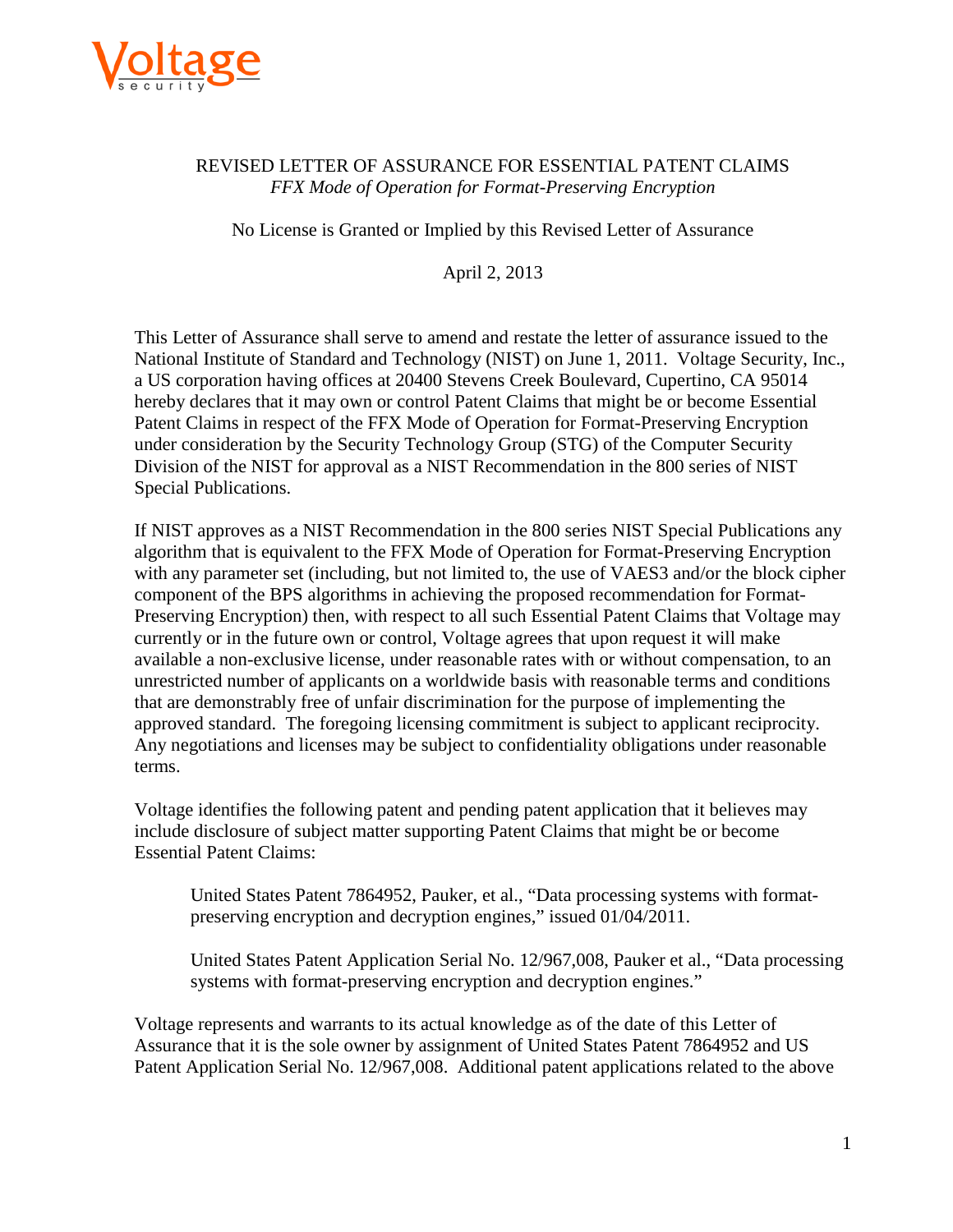Voltage security

REVISED LETTER OF ASSURANCE FOR ESSENTIAL PATENT CLAIMS
*FFX Mode of Operation for Format-Preserving Encryption*

No License is Granted or Implied by this Revised Letter of Assurance

April 2, 2013

This Letter of Assurance shall serve to amend and restate the letter of assurance issued to the National Institute of Standard and Technology (NIST) on June 1, 2011. Voltage Security, Inc., a US corporation having offices at 20400 Stevens Creek Boulevard, Cupertino, CA 95014 hereby declares that it may own or control Patent Claims that might be or become Essential Patent Claims in respect of the FFX Mode of Operation for Format-Preserving Encryption under consideration by the Security Technology Group (STG) of the Computer Security Division of the NIST for approval as a NIST Recommendation in the 800 series of NIST Special Publications.

If NIST approves as a NIST Recommendation in the 800 series NIST Special Publications any algorithm that is equivalent to the FFX Mode of Operation for Format-Preserving Encryption with any parameter set (including, but not limited to, the use of VAES3 and/or the block cipher component of the BPS algorithms in achieving the proposed recommendation for Format-Preserving Encryption) then, with respect to all such Essential Patent Claims that Voltage may currently or in the future own or control, Voltage agrees that upon request it will make available a non-exclusive license, under reasonable rates with or without compensation, to an unrestricted number of applicants on a worldwide basis with reasonable terms and conditions that are demonstrably free of unfair discrimination for the purpose of implementing the approved standard. The foregoing licensing commitment is subject to applicant reciprocity. Any negotiations and licenses may be subject to confidentiality obligations under reasonable terms.

Voltage identifies the following patent and pending patent application that it believes may include disclosure of subject matter supporting Patent Claims that might be or become Essential Patent Claims:

> United States Patent 7864952, Pauker, et al., "Data processing systems with format-preserving encryption and decryption engines," issued 01/04/2011.
>
> United States Patent Application Serial No. 12/967,008, Pauker et al., "Data processing systems with format-preserving encryption and decryption engines."

Voltage represents and warrants to its actual knowledge as of the date of this Letter of Assurance that it is the sole owner by assignment of United States Patent 7864952 and US Patent Application Serial No. 12/967,008. Additional patent applications related to the above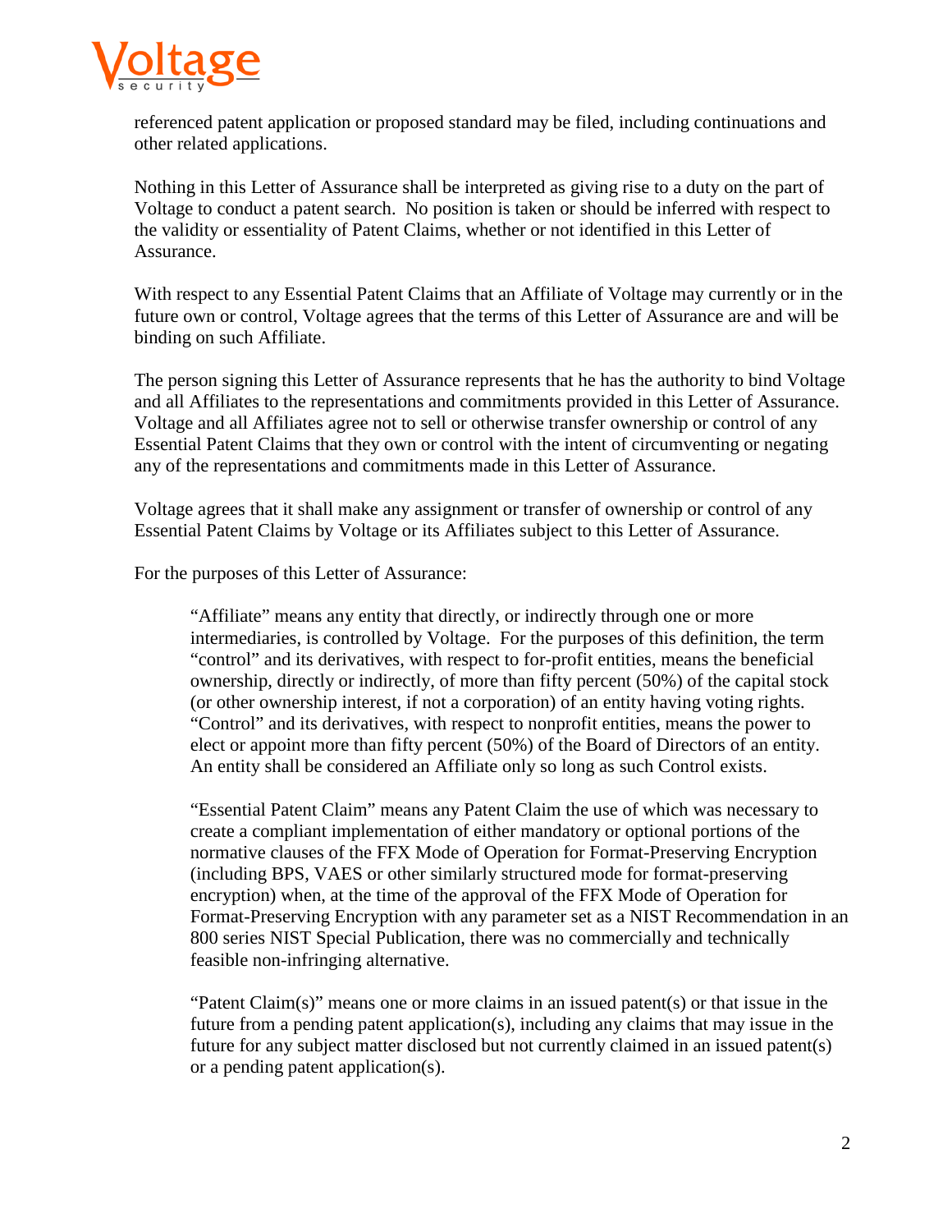referenced patent application or proposed standard may be filed, including continuations and other related applications.

Nothing in this Letter of Assurance shall be interpreted as giving rise to a duty on the part of Voltage to conduct a patent search. No position is taken or should be inferred with respect to the validity or essentiality of Patent Claims, whether or not identified in this Letter of Assurance.

With respect to any Essential Patent Claims that an Affiliate of Voltage may currently or in the future own or control, Voltage agrees that the terms of this Letter of Assurance are and will be binding on such Affiliate.

The person signing this Letter of Assurance represents that he has the authority to bind Voltage and all Affiliates to the representations and commitments provided in this Letter of Assurance. Voltage and all Affiliates agree not to sell or otherwise transfer ownership or control of any Essential Patent Claims that they own or control with the intent of circumventing or negating any of the representations and commitments made in this Letter of Assurance.

Voltage agrees that it shall make any assignment or transfer of ownership or control of any Essential Patent Claims by Voltage or its Affiliates subject to this Letter of Assurance.

For the purposes of this Letter of Assurance:

> "Affiliate" means any entity that directly, or indirectly through one or more intermediaries, is controlled by Voltage. For the purposes of this definition, the term "control" and its derivatives, with respect to for-profit entities, means the beneficial ownership, directly or indirectly, of more than fifty percent (50%) of the capital stock (or other ownership interest, if not a corporation) of an entity having voting rights. "Control" and its derivatives, with respect to nonprofit entities, means the power to elect or appoint more than fifty percent (50%) of the Board of Directors of an entity. An entity shall be considered an Affiliate only so long as such Control exists.
>
> "Essential Patent Claim" means any Patent Claim the use of which was necessary to create a compliant implementation of either mandatory or optional portions of the normative clauses of the FFX Mode of Operation for Format-Preserving Encryption (including BPS, VAES or other similarly structured mode for format-preserving encryption) when, at the time of the approval of the FFX Mode of Operation for Format-Preserving Encryption with any parameter set as a NIST Recommendation in an 800 series NIST Special Publication, there was no commercially and technically feasible non-infringing alternative.
>
> "Patent Claim(s)" means one or more claims in an issued patent(s) or that issue in the future from a pending patent application(s), including any claims that may issue in the future for any subject matter disclosed but not currently claimed in an issued patent(s) or a pending patent application(s).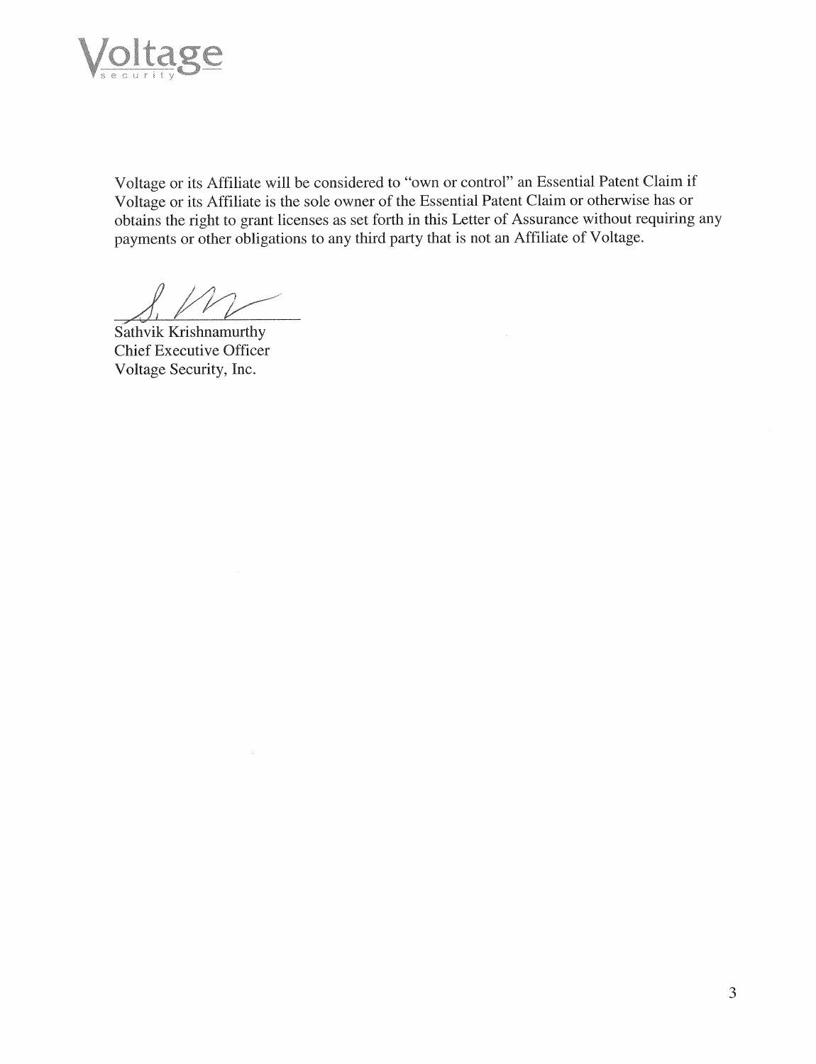Voltage or its Affiliate will be considered to "own or control" an Essential Patent Claim if Voltage or its Affiliate is the sole owner of the Essential Patent Claim or otherwise has or obtains the right to grant licenses as set forth in this Letter of Assurance without requiring any payments or other obligations to any third party that is not an Affiliate of Voltage.

Sathvik Krishnamurthy
Chief Executive Officer
Voltage Security, Inc.